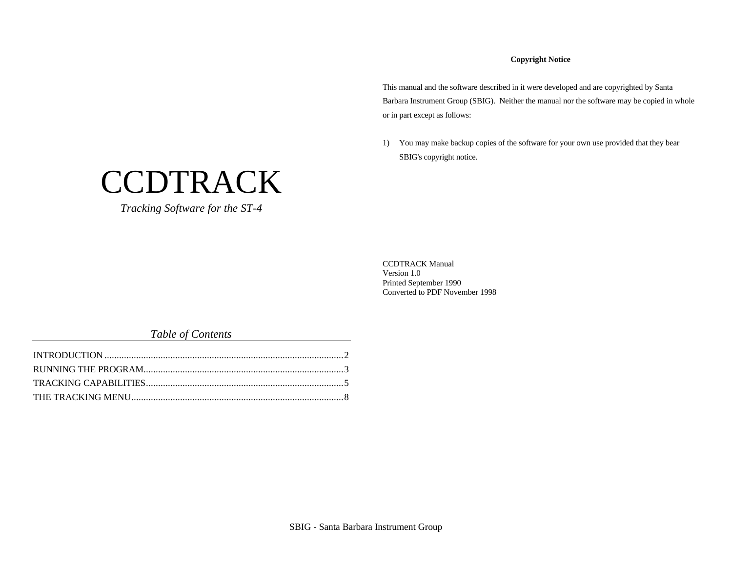# CCDTRACK

*Tracking Software for the ST-4*

*Table of Contents*

INTRODUCTION ..........2
RUNNING THE PROGRAM..........3
TRACKING CAPABILITIES..........5
THE TRACKING MENU..........8

**Copyright Notice**

This manual and the software described in it were developed and are copyrighted by Santa Barbara Instrument Group (SBIG). Neither the manual nor the software may be copied in whole or in part except as follows:

1) You may make backup copies of the software for your own use provided that they bear SBIG's copyright notice.

CCDTRACK Manual
Version 1.0
Printed September 1990
Converted to PDF November 1998

SBIG - Santa Barbara Instrument Group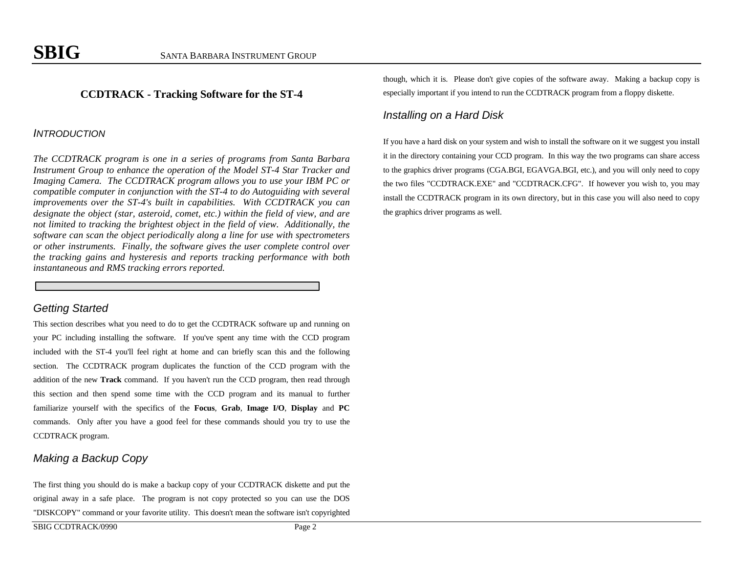## CCDTRACK - Tracking Software for the ST-4

### *INTRODUCTION*

*The CCDTRACK program is one in a series of programs from Santa Barbara Instrument Group to enhance the operation of the Model ST-4 Star Tracker and Imaging Camera. The CCDTRACK program allows you to use your IBM PC or compatible computer in conjunction with the ST-4 to do Autoguiding with several improvements over the ST-4's built in capabilities. With CCDTRACK you can designate the object (star, asteroid, comet, etc.) within the field of view, and are not limited to tracking the brightest object in the field of view. Additionally, the software can scan the object periodically along a line for use with spectrometers or other instruments. Finally, the software gives the user complete control over the tracking gains and hysteresis and reports tracking performance with both instantaneous and RMS tracking errors reported.*

### *Getting Started*

This section describes what you need to do to get the CCDTRACK software up and running on your PC including installing the software. If you've spent any time with the CCD program included with the ST-4 you'll feel right at home and can briefly scan this and the following section. The CCDTRACK program duplicates the function of the CCD program with the addition of the new **Track** command. If you haven't run the CCD program, then read through this section and then spend some time with the CCD program and its manual to further familiarize yourself with the specifics of the **Focus**, **Grab**, **Image I/O**, **Display** and **PC** commands. Only after you have a good feel for these commands should you try to use the CCDTRACK program.

### *Making a Backup Copy*

The first thing you should do is make a backup copy of your CCDTRACK diskette and put the original away in a safe place. The program is not copy protected so you can use the DOS "DISKCOPY" command or your favorite utility. This doesn't mean the software isn't copyrighted though, which it is. Please don't give copies of the software away. Making a backup copy is especially important if you intend to run the CCDTRACK program from a floppy diskette.

### *Installing on a Hard Disk*

If you have a hard disk on your system and wish to install the software on it we suggest you install it in the directory containing your CCD program. In this way the two programs can share access to the graphics driver programs (CGA.BGI, EGAVGA.BGI, etc.), and you will only need to copy the two files "CCDTRACK.EXE" and "CCDTRACK.CFG". If however you wish to, you may install the CCDTRACK program in its own directory, but in this case you will also need to copy the graphics driver programs as well.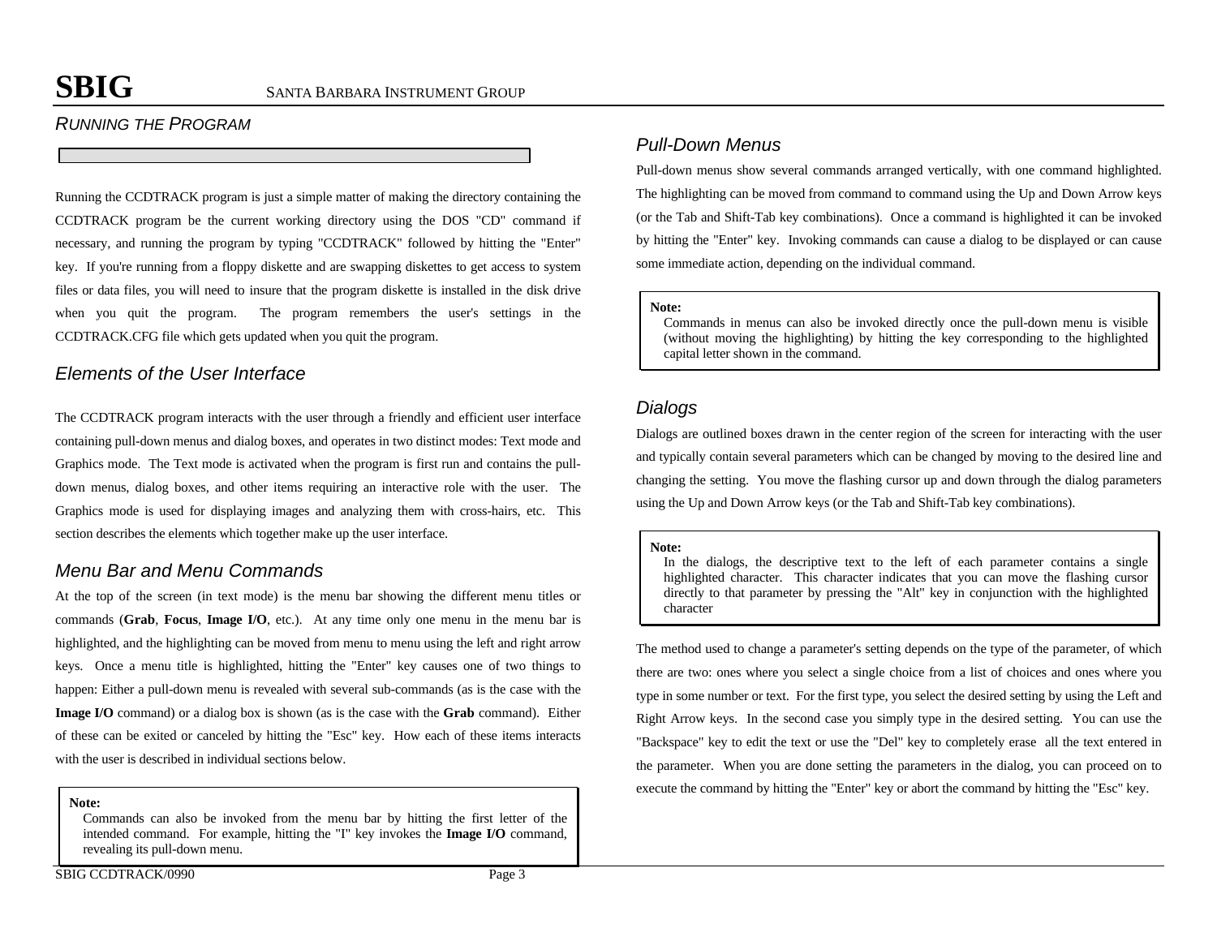## *Running the Program*

Running the CCDTRACK program is just a simple matter of making the directory containing the CCDTRACK program be the current working directory using the DOS "CD" command if necessary, and running the program by typing "CCDTRACK" followed by hitting the "Enter" key. If you're running from a floppy diskette and are swapping diskettes to get access to system files or data files, you will need to insure that the program diskette is installed in the disk drive when you quit the program. The program remembers the user's settings in the CCDTRACK.CFG file which gets updated when you quit the program.

### *Elements of the User Interface*

The CCDTRACK program interacts with the user through a friendly and efficient user interface containing pull-down menus and dialog boxes, and operates in two distinct modes: Text mode and Graphics mode. The Text mode is activated when the program is first run and contains the pull-down menus, dialog boxes, and other items requiring an interactive role with the user. The Graphics mode is used for displaying images and analyzing them with cross-hairs, etc. This section describes the elements which together make up the user interface.

### *Menu Bar and Menu Commands*

At the top of the screen (in text mode) is the menu bar showing the different menu titles or commands (**Grab**, **Focus**, **Image I/O**, etc.). At any time only one menu in the menu bar is highlighted, and the highlighting can be moved from menu to menu using the left and right arrow keys. Once a menu title is highlighted, hitting the "Enter" key causes one of two things to happen: Either a pull-down menu is revealed with several sub-commands (as is the case with the **Image I/O** command) or a dialog box is shown (as is the case with the **Grab** command). Either of these can be exited or canceled by hitting the "Esc" key. How each of these items interacts with the user is described in individual sections below.

> **Note:**
> Commands can also be invoked from the menu bar by hitting the first letter of the intended command. For example, hitting the "I" key invokes the **Image I/O** command, revealing its pull-down menu.

### *Pull-Down Menus*

Pull-down menus show several commands arranged vertically, with one command highlighted. The highlighting can be moved from command to command using the Up and Down Arrow keys (or the Tab and Shift-Tab key combinations). Once a command is highlighted it can be invoked by hitting the "Enter" key. Invoking commands can cause a dialog to be displayed or can cause some immediate action, depending on the individual command.

> **Note:**
> Commands in menus can also be invoked directly once the pull-down menu is visible (without moving the highlighting) by hitting the key corresponding to the highlighted capital letter shown in the command.

### *Dialogs*

Dialogs are outlined boxes drawn in the center region of the screen for interacting with the user and typically contain several parameters which can be changed by moving to the desired line and changing the setting. You move the flashing cursor up and down through the dialog parameters using the Up and Down Arrow keys (or the Tab and Shift-Tab key combinations).

> **Note:**
> In the dialogs, the descriptive text to the left of each parameter contains a single highlighted character. This character indicates that you can move the flashing cursor directly to that parameter by pressing the "Alt" key in conjunction with the highlighted character

The method used to change a parameter's setting depends on the type of the parameter, of which there are two: ones where you select a single choice from a list of choices and ones where you type in some number or text. For the first type, you select the desired setting by using the Left and Right Arrow keys. In the second case you simply type in the desired setting. You can use the "Backspace" key to edit the text or use the "Del" key to completely erase all the text entered in the parameter. When you are done setting the parameters in the dialog, you can proceed on to execute the command by hitting the "Enter" key or abort the command by hitting the "Esc" key.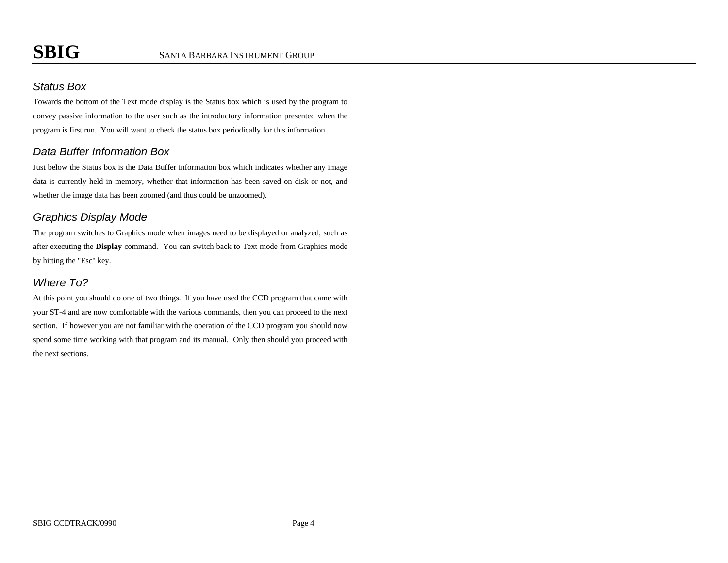### *Status Box*

Towards the bottom of the Text mode display is the Status box which is used by the program to convey passive information to the user such as the introductory information presented when the program is first run. You will want to check the status box periodically for this information.

### *Data Buffer Information Box*

Just below the Status box is the Data Buffer information box which indicates whether any image data is currently held in memory, whether that information has been saved on disk or not, and whether the image data has been zoomed (and thus could be unzoomed).

### *Graphics Display Mode*

The program switches to Graphics mode when images need to be displayed or analyzed, such as after executing the **Display** command. You can switch back to Text mode from Graphics mode by hitting the "Esc" key.

### *Where To?*

At this point you should do one of two things. If you have used the CCD program that came with your ST-4 and are now comfortable with the various commands, then you can proceed to the next section. If however you are not familiar with the operation of the CCD program you should now spend some time working with that program and its manual. Only then should you proceed with the next sections.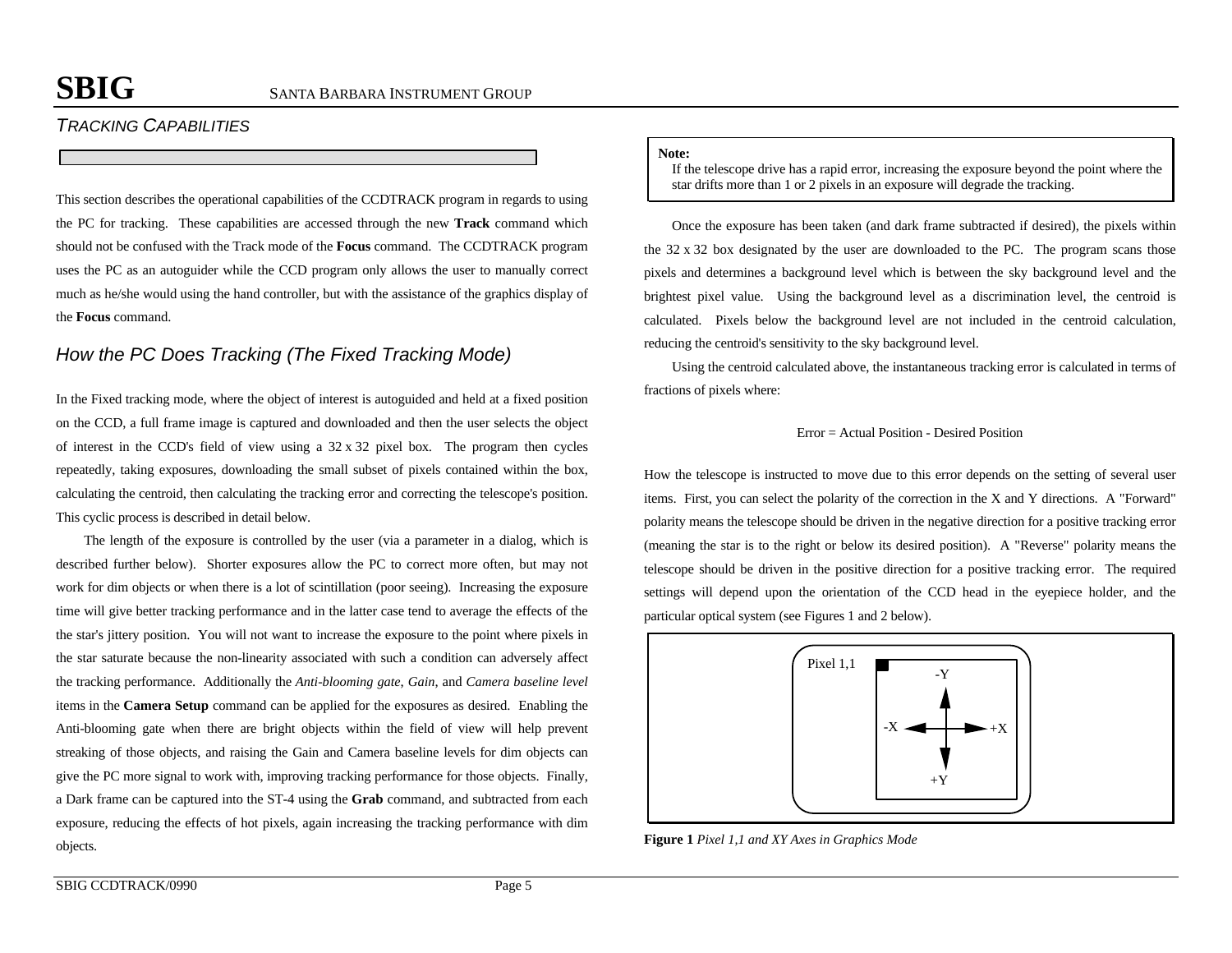## *Tracking Capabilities*

This section describes the operational capabilities of the CCDTRACK program in regards to using the PC for tracking. These capabilities are accessed through the new **Track** command which should not be confused with the Track mode of the **Focus** command. The CCDTRACK program uses the PC as an autoguider while the CCD program only allows the user to manually correct much as he/she would using the hand controller, but with the assistance of the graphics display of the **Focus** command.

### *How the PC Does Tracking (The Fixed Tracking Mode)*

In the Fixed tracking mode, where the object of interest is autoguided and held at a fixed position on the CCD, a full frame image is captured and downloaded and then the user selects the object of interest in the CCD's field of view using a 32 x 32 pixel box. The program then cycles repeatedly, taking exposures, downloading the small subset of pixels contained within the box, calculating the centroid, then calculating the tracking error and correcting the telescope's position. This cyclic process is described in detail below.

The length of the exposure is controlled by the user (via a parameter in a dialog, which is described further below). Shorter exposures allow the PC to correct more often, but may not work for dim objects or when there is a lot of scintillation (poor seeing). Increasing the exposure time will give better tracking performance and in the latter case tend to average the effects of the the star's jittery position. You will not want to increase the exposure to the point where pixels in the star saturate because the non-linearity associated with such a condition can adversely affect the tracking performance. Additionally the *Anti-blooming gate*, *Gain*, and *Camera baseline level* items in the **Camera Setup** command can be applied for the exposures as desired. Enabling the Anti-blooming gate when there are bright objects within the field of view will help prevent streaking of those objects, and raising the Gain and Camera baseline levels for dim objects can give the PC more signal to work with, improving tracking performance for those objects. Finally, a Dark frame can be captured into the ST-4 using the **Grab** command, and subtracted from each exposure, reducing the effects of hot pixels, again increasing the tracking performance with dim objects.

> **Note:**
> If the telescope drive has a rapid error, increasing the exposure beyond the point where the star drifts more than 1 or 2 pixels in an exposure will degrade the tracking.

Once the exposure has been taken (and dark frame subtracted if desired), the pixels within the 32 x 32 box designated by the user are downloaded to the PC. The program scans those pixels and determines a background level which is between the sky background level and the brightest pixel value. Using the background level as a discrimination level, the centroid is calculated. Pixels below the background level are not included in the centroid calculation, reducing the centroid's sensitivity to the sky background level.

Using the centroid calculated above, the instantaneous tracking error is calculated in terms of fractions of pixels where:

Error = Actual Position - Desired Position

How the telescope is instructed to move due to this error depends on the setting of several user items. First, you can select the polarity of the correction in the X and Y directions. A "Forward" polarity means the telescope should be driven in the negative direction for a positive tracking error (meaning the star is to the right or below its desired position). A "Reverse" polarity means the telescope should be driven in the positive direction for a positive tracking error. The required settings will depend upon the orientation of the CCD head in the eyepiece holder, and the particular optical system (see Figures 1 and 2 below).

Pixel 1,1

-Y

-X

+X

+Y

**Figure 1** *Pixel 1,1 and XY Axes in Graphics Mode*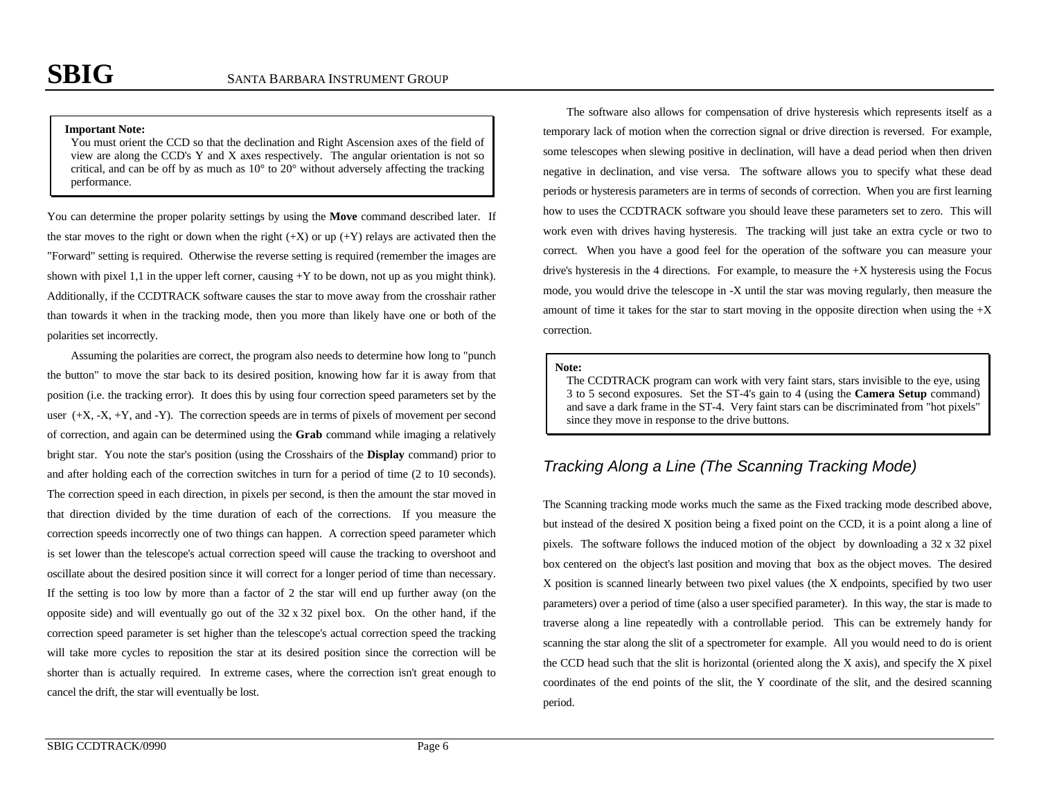> **Important Note:**
> You must orient the CCD so that the declination and Right Ascension axes of the field of view are along the CCD's Y and X axes respectively. The angular orientation is not so critical, and can be off by as much as 10° to 20° without adversely affecting the tracking performance.

You can determine the proper polarity settings by using the **Move** command described later. If the star moves to the right or down when the right (+X) or up (+Y) relays are activated then the "Forward" setting is required. Otherwise the reverse setting is required (remember the images are shown with pixel 1,1 in the upper left corner, causing +Y to be down, not up as you might think). Additionally, if the CCDTRACK software causes the star to move away from the crosshair rather than towards it when in the tracking mode, then you more than likely have one or both of the polarities set incorrectly.

Assuming the polarities are correct, the program also needs to determine how long to "punch the button" to move the star back to its desired position, knowing how far it is away from that position (i.e. the tracking error). It does this by using four correction speed parameters set by the user (+X, -X, +Y, and -Y). The correction speeds are in terms of pixels of movement per second of correction, and again can be determined using the **Grab** command while imaging a relatively bright star. You note the star's position (using the Crosshairs of the **Display** command) prior to and after holding each of the correction switches in turn for a period of time (2 to 10 seconds). The correction speed in each direction, in pixels per second, is then the amount the star moved in that direction divided by the time duration of each of the corrections. If you measure the correction speeds incorrectly one of two things can happen. A correction speed parameter which is set lower than the telescope's actual correction speed will cause the tracking to overshoot and oscillate about the desired position since it will correct for a longer period of time than necessary. If the setting is too low by more than a factor of 2 the star will end up further away (on the opposite side) and will eventually go out of the 32 x 32 pixel box. On the other hand, if the correction speed parameter is set higher than the telescope's actual correction speed the tracking will take more cycles to reposition the star at its desired position since the correction will be shorter than is actually required. In extreme cases, where the correction isn't great enough to cancel the drift, the star will eventually be lost.

The software also allows for compensation of drive hysteresis which represents itself as a temporary lack of motion when the correction signal or drive direction is reversed. For example, some telescopes when slewing positive in declination, will have a dead period when then driven negative in declination, and vise versa. The software allows you to specify what these dead periods or hysteresis parameters are in terms of seconds of correction. When you are first learning how to uses the CCDTRACK software you should leave these parameters set to zero. This will work even with drives having hysteresis. The tracking will just take an extra cycle or two to correct. When you have a good feel for the operation of the software you can measure your drive's hysteresis in the 4 directions. For example, to measure the +X hysteresis using the Focus mode, you would drive the telescope in -X until the star was moving regularly, then measure the amount of time it takes for the star to start moving in the opposite direction when using the +X correction.

> **Note:**
> The CCDTRACK program can work with very faint stars, stars invisible to the eye, using 3 to 5 second exposures. Set the ST-4's gain to 4 (using the **Camera Setup** command) and save a dark frame in the ST-4. Very faint stars can be discriminated from "hot pixels" since they move in response to the drive buttons.

## *Tracking Along a Line (The Scanning Tracking Mode)*

The Scanning tracking mode works much the same as the Fixed tracking mode described above, but instead of the desired X position being a fixed point on the CCD, it is a point along a line of pixels. The software follows the induced motion of the object by downloading a 32 x 32 pixel box centered on the object's last position and moving that box as the object moves. The desired X position is scanned linearly between two pixel values (the X endpoints, specified by two user parameters) over a period of time (also a user specified parameter). In this way, the star is made to traverse along a line repeatedly with a controllable period. This can be extremely handy for scanning the star along the slit of a spectrometer for example. All you would need to do is orient the CCD head such that the slit is horizontal (oriented along the X axis), and specify the X pixel coordinates of the end points of the slit, the Y coordinate of the slit, and the desired scanning period.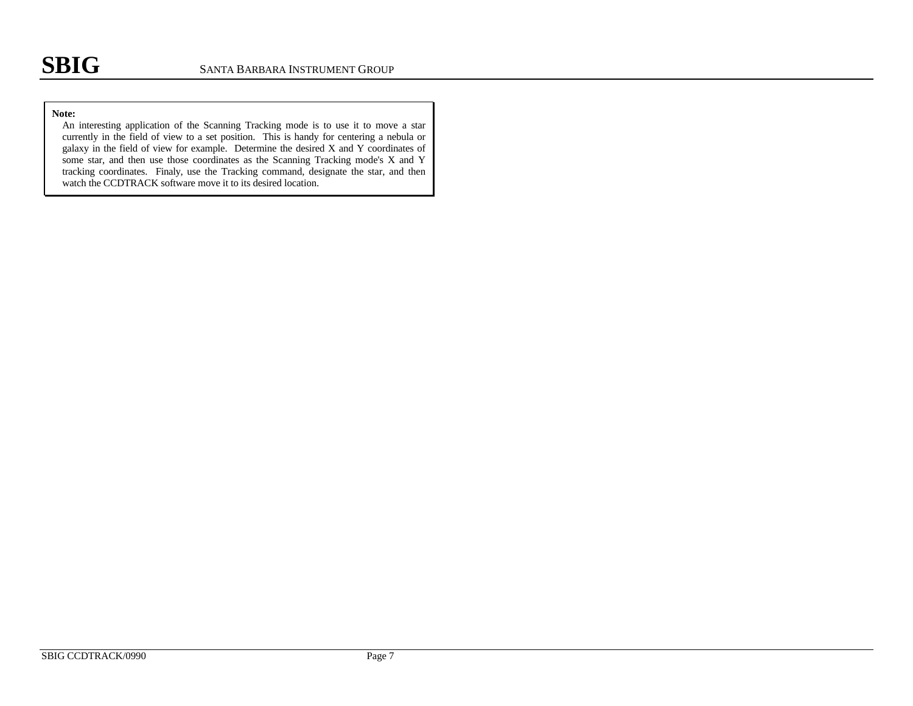> **Note:**
> An interesting application of the Scanning Tracking mode is to use it to move a star currently in the field of view to a set position. This is handy for centering a nebula or galaxy in the field of view for example. Determine the desired X and Y coordinates of some star, and then use those coordinates as the Scanning Tracking mode's X and Y tracking coordinates. Finaly, use the Tracking command, designate the star, and then watch the CCDTRACK software move it to its desired location.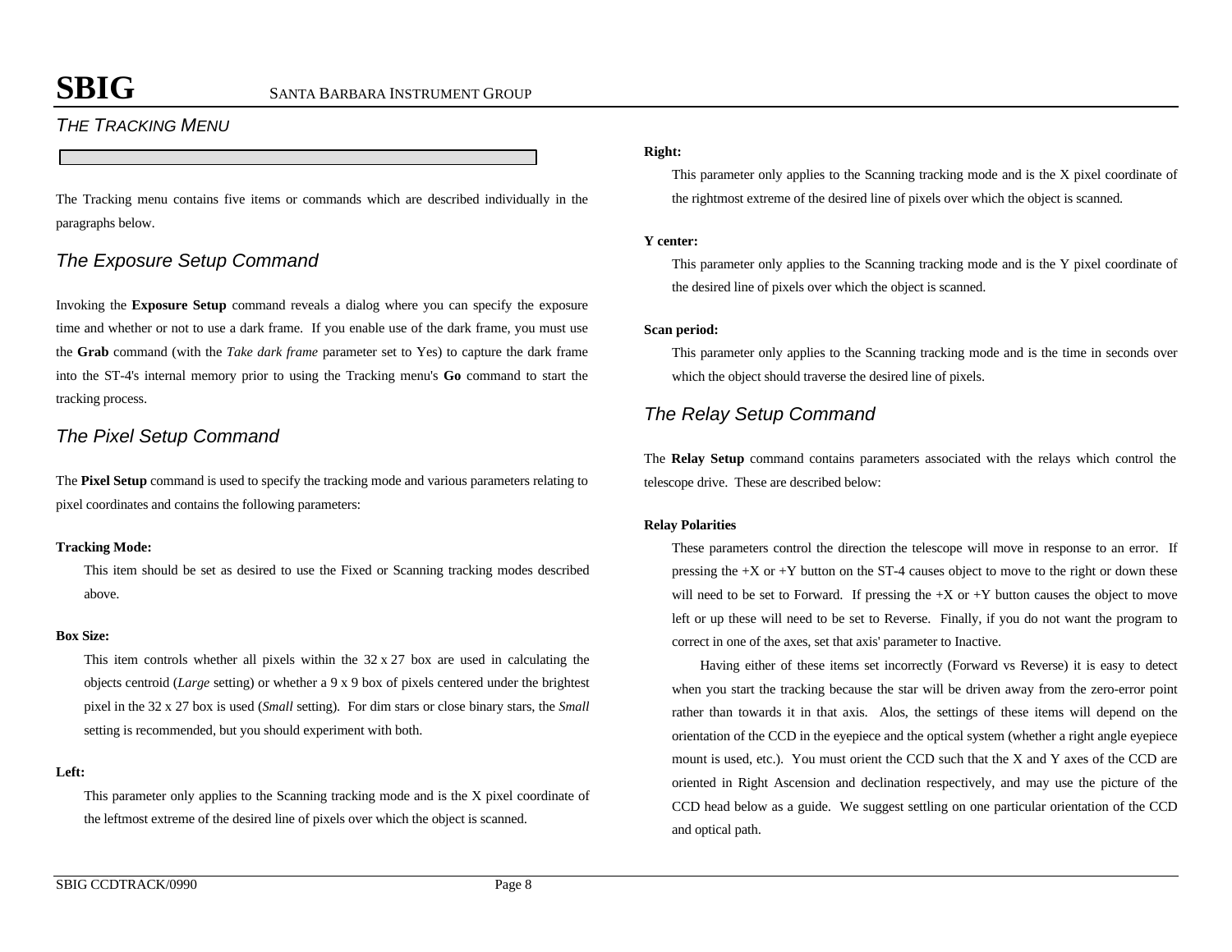## *THE TRACKING MENU*

The Tracking menu contains five items or commands which are described individually in the paragraphs below.

### *The Exposure Setup Command*

Invoking the **Exposure Setup** command reveals a dialog where you can specify the exposure time and whether or not to use a dark frame. If you enable use of the dark frame, you must use the **Grab** command (with the *Take dark frame* parameter set to Yes) to capture the dark frame into the ST-4's internal memory prior to using the Tracking menu's **Go** command to start the tracking process.

### *The Pixel Setup Command*

The **Pixel Setup** command is used to specify the tracking mode and various parameters relating to pixel coordinates and contains the following parameters:

**Tracking Mode:**

This item should be set as desired to use the Fixed or Scanning tracking modes described above.

**Box Size:**

This item controls whether all pixels within the 32 x 27 box are used in calculating the objects centroid (*Large* setting) or whether a 9 x 9 box of pixels centered under the brightest pixel in the 32 x 27 box is used (*Small* setting). For dim stars or close binary stars, the *Small* setting is recommended, but you should experiment with both.

**Left:**

This parameter only applies to the Scanning tracking mode and is the X pixel coordinate of the leftmost extreme of the desired line of pixels over which the object is scanned.

**Right:**

This parameter only applies to the Scanning tracking mode and is the X pixel coordinate of the rightmost extreme of the desired line of pixels over which the object is scanned.

**Y center:**

This parameter only applies to the Scanning tracking mode and is the Y pixel coordinate of the desired line of pixels over which the object is scanned.

**Scan period:**

This parameter only applies to the Scanning tracking mode and is the time in seconds over which the object should traverse the desired line of pixels.

### *The Relay Setup Command*

The **Relay Setup** command contains parameters associated with the relays which control the telescope drive. These are described below:

**Relay Polarities**

These parameters control the direction the telescope will move in response to an error. If pressing the +X or +Y button on the ST-4 causes object to move to the right or down these will need to be set to Forward. If pressing the +X or +Y button causes the object to move left or up these will need to be set to Reverse. Finally, if you do not want the program to correct in one of the axes, set that axis' parameter to Inactive.

Having either of these items set incorrectly (Forward vs Reverse) it is easy to detect when you start the tracking because the star will be driven away from the zero-error point rather than towards it in that axis. Alos, the settings of these items will depend on the orientation of the CCD in the eyepiece and the optical system (whether a right angle eyepiece mount is used, etc.). You must orient the CCD such that the X and Y axes of the CCD are oriented in Right Ascension and declination respectively, and may use the picture of the CCD head below as a guide. We suggest settling on one particular orientation of the CCD and optical path.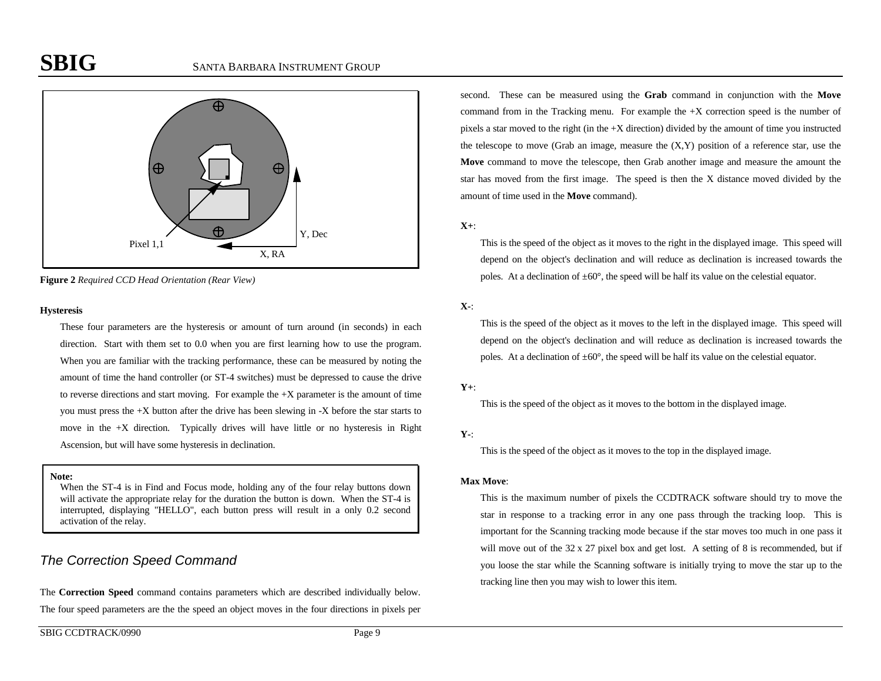Pixel 1,1

Y, Dec

X, RA

**Figure 2** *Required CCD Head Orientation (Rear View)*

**Hysteresis**

These four parameters are the hysteresis or amount of turn around (in seconds) in each direction. Start with them set to 0.0 when you are first learning how to use the program. When you are familiar with the tracking performance, these can be measured by noting the amount of time the hand controller (or ST-4 switches) must be depressed to cause the drive to reverse directions and start moving. For example the +X parameter is the amount of time you must press the +X button after the drive has been slewing in -X before the star starts to move in the +X direction. Typically drives will have little or no hysteresis in Right Ascension, but will have some hysteresis in declination.

> **Note:**
> When the ST-4 is in Find and Focus mode, holding any of the four relay buttons down will activate the appropriate relay for the duration the button is down. When the ST-4 is interrupted, displaying "HELLO", each button press will result in a only 0.2 second activation of the relay.

## *The Correction Speed Command*

The **Correction Speed** command contains parameters which are described individually below. The four speed parameters are the the speed an object moves in the four directions in pixels per second. These can be measured using the **Grab** command in conjunction with the **Move** command from in the Tracking menu. For example the +X correction speed is the number of pixels a star moved to the right (in the +X direction) divided by the amount of time you instructed the telescope to move (Grab an image, measure the (X,Y) position of a reference star, use the **Move** command to move the telescope, then Grab another image and measure the amount the star has moved from the first image. The speed is then the X distance moved divided by the amount of time used in the **Move** command).

**X+**:

This is the speed of the object as it moves to the right in the displayed image. This speed will depend on the object's declination and will reduce as declination is increased towards the poles. At a declination of ±60°, the speed will be half its value on the celestial equator.

**X-**:

This is the speed of the object as it moves to the left in the displayed image. This speed will depend on the object's declination and will reduce as declination is increased towards the poles. At a declination of ±60°, the speed will be half its value on the celestial equator.

**Y+**:

This is the speed of the object as it moves to the bottom in the displayed image.

**Y-**:

This is the speed of the object as it moves to the top in the displayed image.

**Max Move**:

This is the maximum number of pixels the CCDTRACK software should try to move the star in response to a tracking error in any one pass through the tracking loop. This is important for the Scanning tracking mode because if the star moves too much in one pass it will move out of the 32 x 27 pixel box and get lost. A setting of 8 is recommended, but if you loose the star while the Scanning software is initially trying to move the star up to the tracking line then you may wish to lower this item.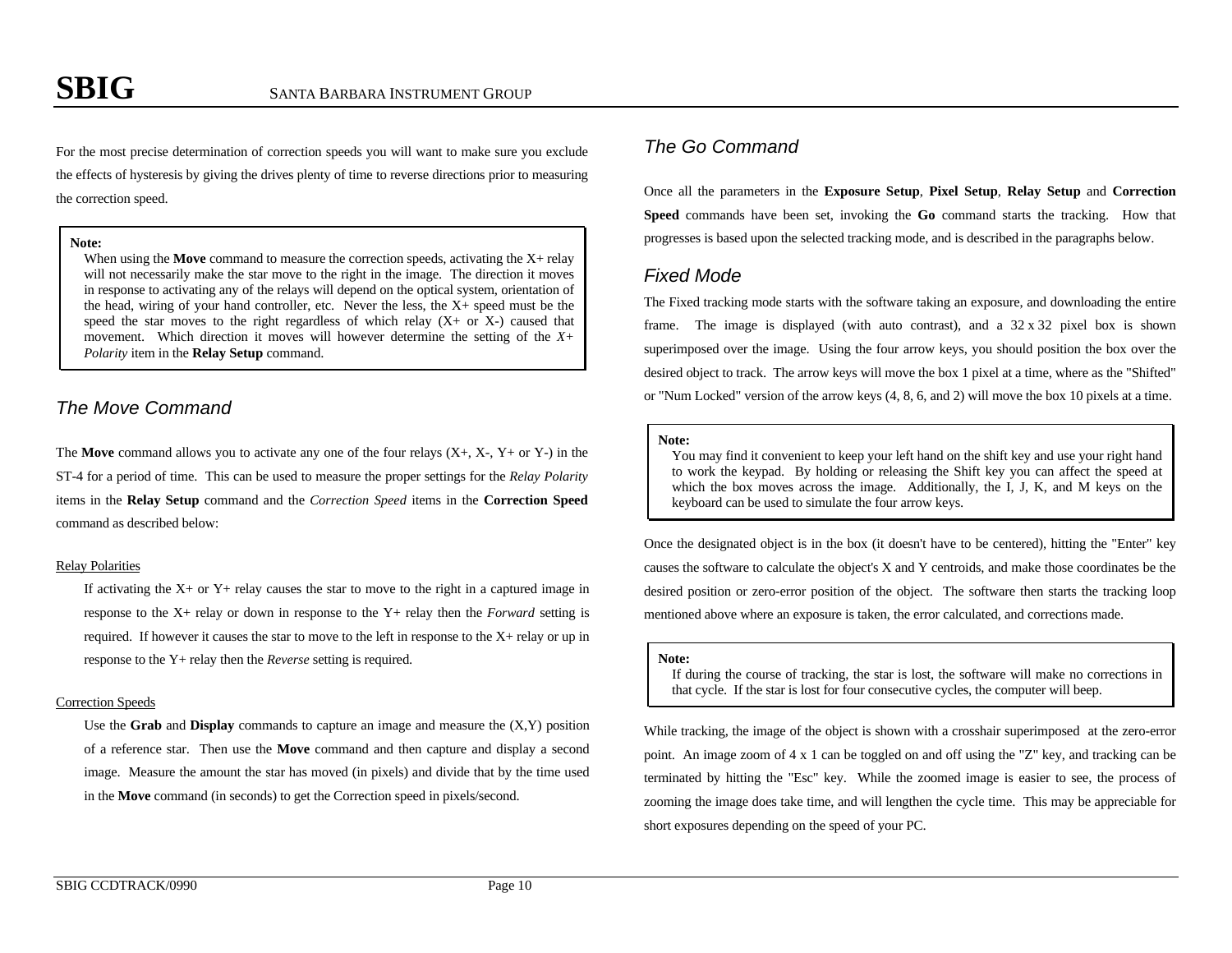For the most precise determination of correction speeds you will want to make sure you exclude the effects of hysteresis by giving the drives plenty of time to reverse directions prior to measuring the correction speed.

> **Note:**
> When using the **Move** command to measure the correction speeds, activating the X+ relay will not necessarily make the star move to the right in the image. The direction it moves in response to activating any of the relays will depend on the optical system, orientation of the head, wiring of your hand controller, etc. Never the less, the X+ speed must be the speed the star moves to the right regardless of which relay (X+ or X-) caused that movement. Which direction it moves will however determine the setting of the *X+ Polarity* item in the **Relay Setup** command.

## The Move Command

The **Move** command allows you to activate any one of the four relays (X+, X-, Y+ or Y-) in the ST-4 for a period of time. This can be used to measure the proper settings for the *Relay Polarity* items in the **Relay Setup** command and the *Correction Speed* items in the **Correction Speed** command as described below:

Relay Polarities

If activating the X+ or Y+ relay causes the star to move to the right in a captured image in response to the X+ relay or down in response to the Y+ relay then the *Forward* setting is required. If however it causes the star to move to the left in response to the X+ relay or up in response to the Y+ relay then the *Reverse* setting is required.

Correction Speeds

Use the **Grab** and **Display** commands to capture an image and measure the (X,Y) position of a reference star. Then use the **Move** command and then capture and display a second image. Measure the amount the star has moved (in pixels) and divide that by the time used in the **Move** command (in seconds) to get the Correction speed in pixels/second.

## The Go Command

Once all the parameters in the **Exposure Setup**, **Pixel Setup**, **Relay Setup** and **Correction Speed** commands have been set, invoking the **Go** command starts the tracking. How that progresses is based upon the selected tracking mode, and is described in the paragraphs below.

## Fixed Mode

The Fixed tracking mode starts with the software taking an exposure, and downloading the entire frame. The image is displayed (with auto contrast), and a 32 x 32 pixel box is shown superimposed over the image. Using the four arrow keys, you should position the box over the desired object to track. The arrow keys will move the box 1 pixel at a time, where as the "Shifted" or "Num Locked" version of the arrow keys (4, 8, 6, and 2) will move the box 10 pixels at a time.

> **Note:**
> You may find it convenient to keep your left hand on the shift key and use your right hand to work the keypad. By holding or releasing the Shift key you can affect the speed at which the box moves across the image. Additionally, the I, J, K, and M keys on the keyboard can be used to simulate the four arrow keys.

Once the designated object is in the box (it doesn't have to be centered), hitting the "Enter" key causes the software to calculate the object's X and Y centroids, and make those coordinates be the desired position or zero-error position of the object. The software then starts the tracking loop mentioned above where an exposure is taken, the error calculated, and corrections made.

> **Note:**
> If during the course of tracking, the star is lost, the software will make no corrections in that cycle. If the star is lost for four consecutive cycles, the computer will beep.

While tracking, the image of the object is shown with a crosshair superimposed at the zero-error point. An image zoom of 4 x 1 can be toggled on and off using the "Z" key, and tracking can be terminated by hitting the "Esc" key. While the zoomed image is easier to see, the process of zooming the image does take time, and will lengthen the cycle time. This may be appreciable for short exposures depending on the speed of your PC.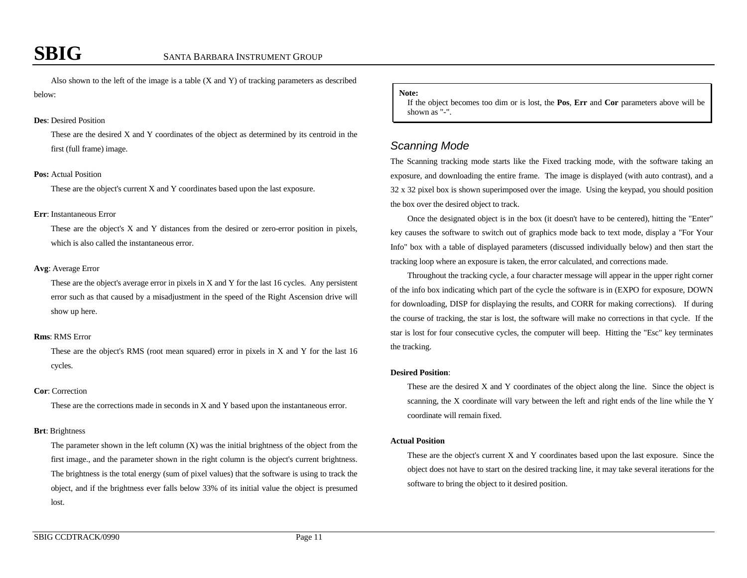Also shown to the left of the image is a table (X and Y) of tracking parameters as described below:

**Des**: Desired Position

These are the desired X and Y coordinates of the object as determined by its centroid in the first (full frame) image.

**Pos:** Actual Position

These are the object's current X and Y coordinates based upon the last exposure.

**Err**: Instantaneous Error

These are the object's X and Y distances from the desired or zero-error position in pixels, which is also called the instantaneous error.

**Avg**: Average Error

These are the object's average error in pixels in X and Y for the last 16 cycles. Any persistent error such as that caused by a misadjustment in the speed of the Right Ascension drive will show up here.

**Rms**: RMS Error

These are the object's RMS (root mean squared) error in pixels in X and Y for the last 16 cycles.

**Cor**: Correction

These are the corrections made in seconds in X and Y based upon the instantaneous error.

**Brt**: Brightness

The parameter shown in the left column (X) was the initial brightness of the object from the first image., and the parameter shown in the right column is the object's current brightness. The brightness is the total energy (sum of pixel values) that the software is using to track the object, and if the brightness ever falls below 33% of its initial value the object is presumed lost.

> **Note:**
> If the object becomes too dim or is lost, the **Pos**, **Err** and **Cor** parameters above will be shown as "-".

### *Scanning Mode*

The Scanning tracking mode starts like the Fixed tracking mode, with the software taking an exposure, and downloading the entire frame. The image is displayed (with auto contrast), and a 32 x 32 pixel box is shown superimposed over the image. Using the keypad, you should position the box over the desired object to track.

Once the designated object is in the box (it doesn't have to be centered), hitting the "Enter" key causes the software to switch out of graphics mode back to text mode, display a "For Your Info" box with a table of displayed parameters (discussed individually below) and then start the tracking loop where an exposure is taken, the error calculated, and corrections made.

Throughout the tracking cycle, a four character message will appear in the upper right corner of the info box indicating which part of the cycle the software is in (EXPO for exposure, DOWN for downloading, DISP for displaying the results, and CORR for making corrections). If during the course of tracking, the star is lost, the software will make no corrections in that cycle. If the star is lost for four consecutive cycles, the computer will beep. Hitting the "Esc" key terminates the tracking.

**Desired Position**:

These are the desired X and Y coordinates of the object along the line. Since the object is scanning, the X coordinate will vary between the left and right ends of the line while the Y coordinate will remain fixed.

**Actual Position**

These are the object's current X and Y coordinates based upon the last exposure. Since the object does not have to start on the desired tracking line, it may take several iterations for the software to bring the object to it desired position.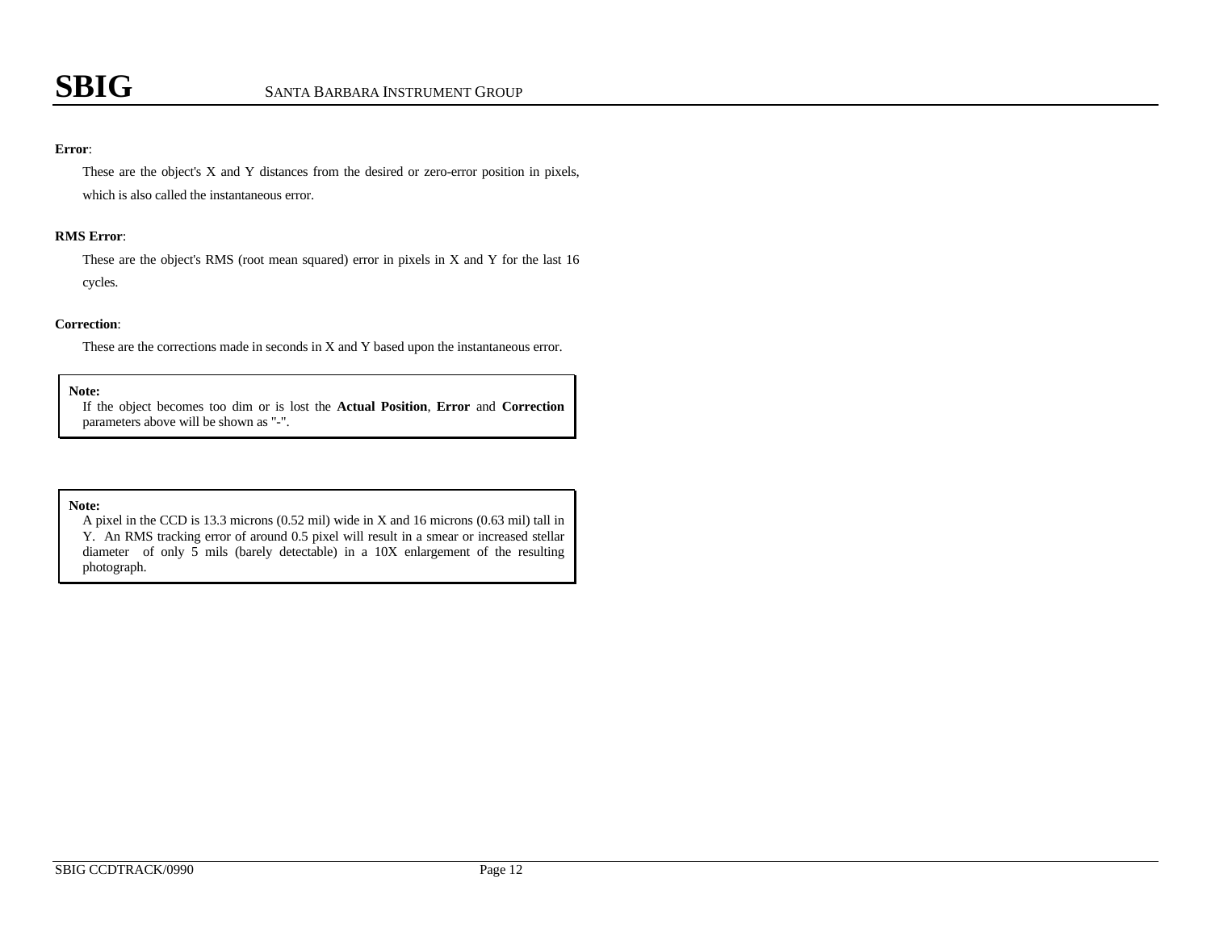**Error**:

These are the object's X and Y distances from the desired or zero-error position in pixels, which is also called the instantaneous error.

**RMS Error**:

These are the object's RMS (root mean squared) error in pixels in X and Y for the last 16 cycles.

**Correction**:

These are the corrections made in seconds in X and Y based upon the instantaneous error.

> **Note:**
> If the object becomes too dim or is lost the **Actual Position**, **Error** and **Correction** parameters above will be shown as "-".

> **Note:**
> A pixel in the CCD is 13.3 microns (0.52 mil) wide in X and 16 microns (0.63 mil) tall in Y. An RMS tracking error of around 0.5 pixel will result in a smear or increased stellar diameter of only 5 mils (barely detectable) in a 10X enlargement of the resulting photograph.